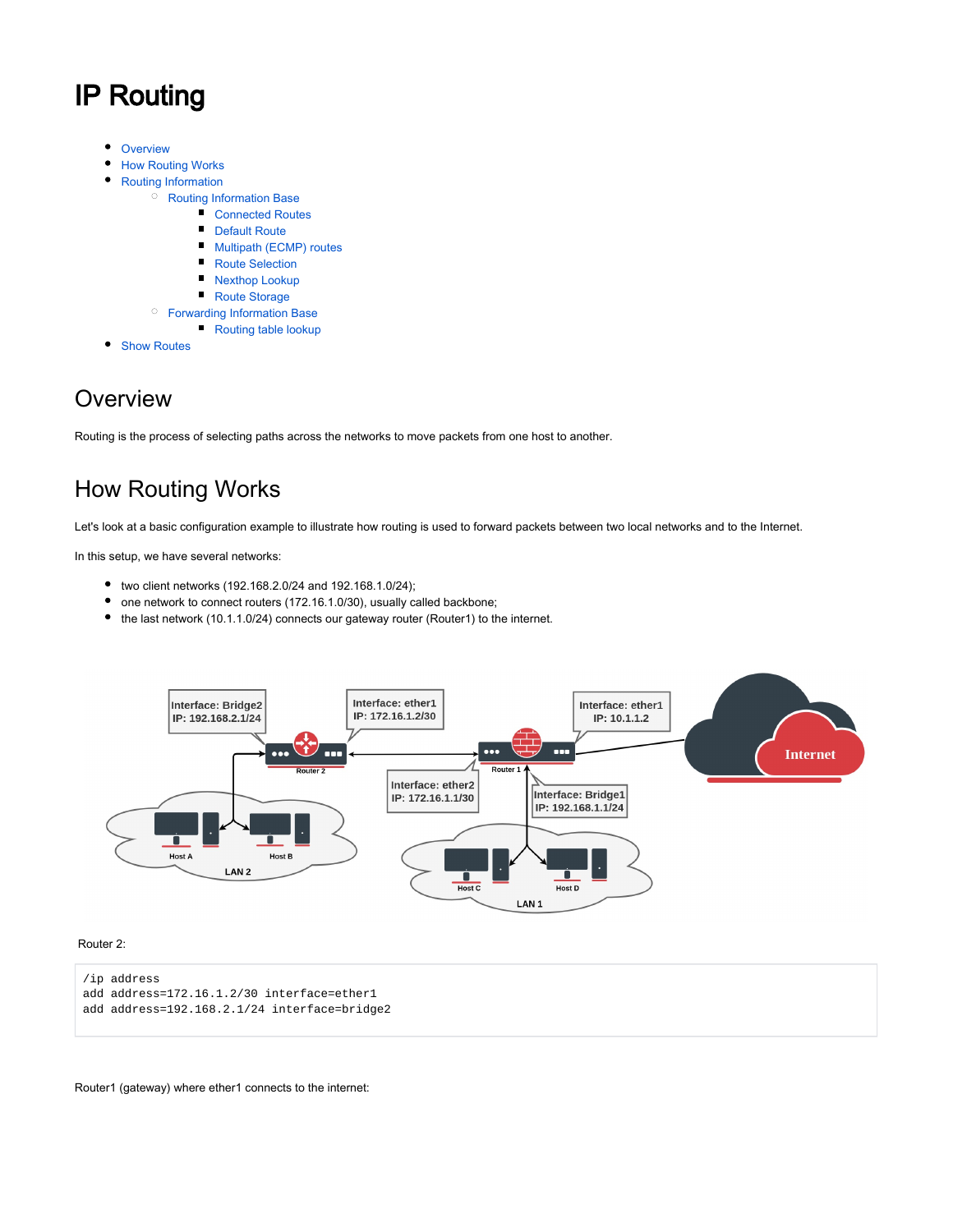# IP Routing

- Overview
- How Routing Works
- Routing Information
    - Routing Information Base
        - Connected Routes
        - Default Route
        - Multipath (ECMP) routes
        - Route Selection
        - Nexthop Lookup
        - Route Storage
    - Forwarding Information Base
        - Routing table lookup
- Show Routes

## Overview

Routing is the process of selecting paths across the networks to move packets from one host to another.

## How Routing Works

Let's look at a basic configuration example to illustrate how routing is used to forward packets between two local networks and to the Internet.

In this setup, we have several networks:

- two client networks (192.168.2.0/24 and 192.168.1.0/24);
- one network to connect routers (172.16.1.0/30), usually called backbone;
- the last network (10.1.1.0/24) connects our gateway router (Router1) to the internet.

Router 2:

```
/ip address
add address=172.16.1.2/30 interface=ether1
add address=192.168.2.1/24 interface=bridge2
```

Router1 (gateway) where ether1 connects to the internet: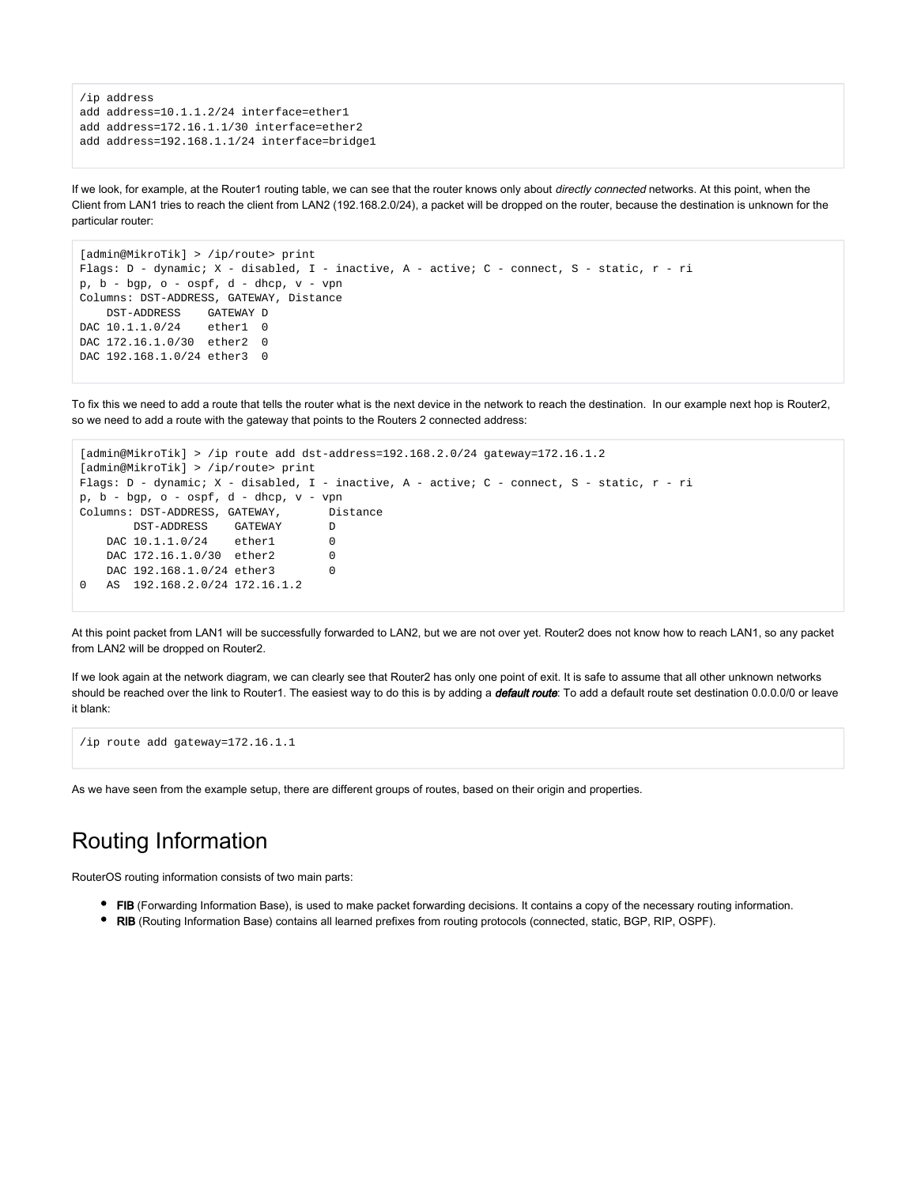```
/ip address
add address=10.1.1.2/24 interface=ether1
add address=172.16.1.1/30 interface=ether2
add address=192.168.1.1/24 interface=bridge1
```

If we look, for example, at the Router1 routing table, we can see that the router knows only about *directly connected* networks. At this point, when the Client from LAN1 tries to reach the client from LAN2 (192.168.2.0/24), a packet will be dropped on the router, because the destination is unknown for the particular router:

```
[admin@MikroTik] > /ip/route> print
Flags: D - dynamic; X - disabled, I - inactive, A - active; C - connect, S - static, r - ri
p, b - bgp, o - ospf, d - dhcp, v - vpn
Columns: DST-ADDRESS, GATEWAY, Distance
    DST-ADDRESS    GATEWAY D
DAC 10.1.1.0/24    ether1  0
DAC 172.16.1.0/30  ether2  0
DAC 192.168.1.0/24 ether3  0
```

To fix this we need to add a route that tells the router what is the next device in the network to reach the destination. In our example next hop is Router2, so we need to add a route with the gateway that points to the Routers 2 connected address:

```
[admin@MikroTik] > /ip route add dst-address=192.168.2.0/24 gateway=172.16.1.2
[admin@MikroTik] > /ip/route> print
Flags: D - dynamic; X - disabled, I - inactive, A - active; C - connect, S - static, r - ri
p, b - bgp, o - ospf, d - dhcp, v - vpn
Columns: DST-ADDRESS, GATEWAY,       Distance
        DST-ADDRESS    GATEWAY       D
    DAC 10.1.1.0/24    ether1        0
    DAC 172.16.1.0/30  ether2        0
    DAC 192.168.1.0/24 ether3        0
0   AS  192.168.2.0/24 172.16.1.2
```

At this point packet from LAN1 will be successfully forwarded to LAN2, but we are not over yet. Router2 does not know how to reach LAN1, so any packet from LAN2 will be dropped on Router2.

If we look again at the network diagram, we can clearly see that Router2 has only one point of exit. It is safe to assume that all other unknown networks should be reached over the link to Router1. The easiest way to do this is by adding a ***default route***: To add a default route set destination 0.0.0.0/0 or leave it blank:

```
/ip route add gateway=172.16.1.1
```

As we have seen from the example setup, there are different groups of routes, based on their origin and properties.

# Routing Information

RouterOS routing information consists of two main parts:

- **FIB** (Forwarding Information Base), is used to make packet forwarding decisions. It contains a copy of the necessary routing information.
- **RIB** (Routing Information Base) contains all learned prefixes from routing protocols (connected, static, BGP, RIP, OSPF).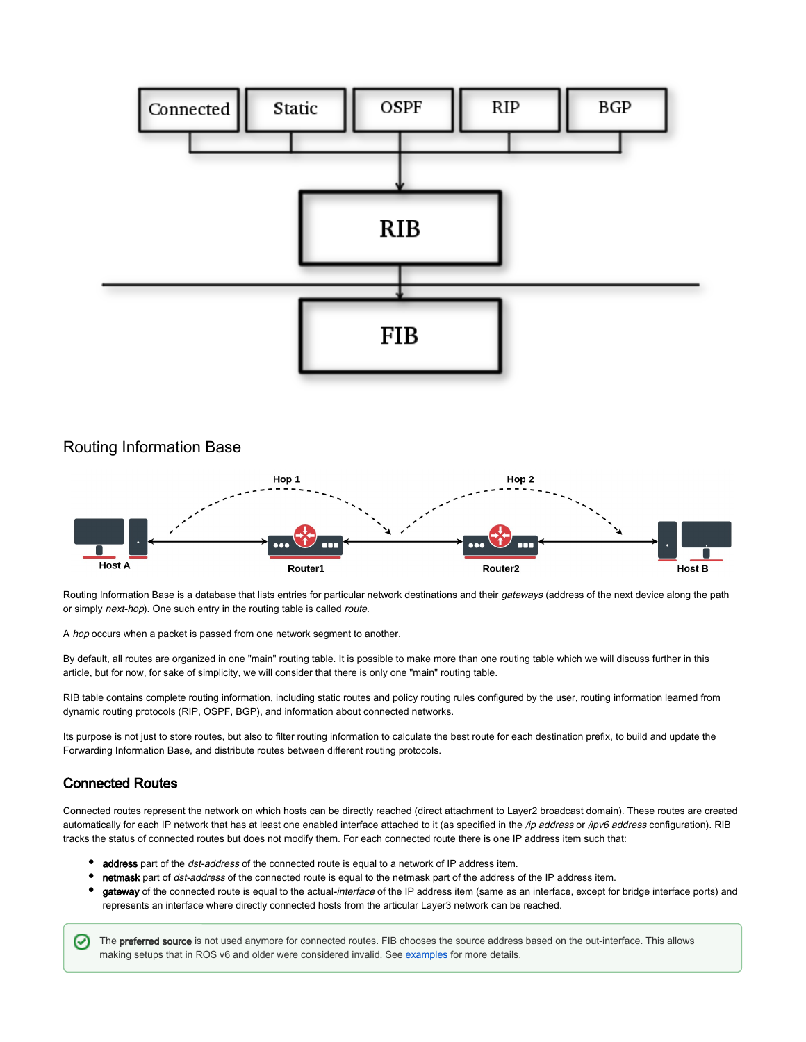## Routing Information Base

Routing Information Base is a database that lists entries for particular network destinations and their *gateways* (address of the next device along the path or simply *next-hop*). One such entry in the routing table is called *route*.

A *hop* occurs when a packet is passed from one network segment to another.

By default, all routes are organized in one "main" routing table. It is possible to make more than one routing table which we will discuss further in this article, but for now, for sake of simplicity, we will consider that there is only one "main" routing table.

RIB table contains complete routing information, including static routes and policy routing rules configured by the user, routing information learned from dynamic routing protocols (RIP, OSPF, BGP), and information about connected networks.

Its purpose is not just to store routes, but also to filter routing information to calculate the best route for each destination prefix, to build and update the Forwarding Information Base, and distribute routes between different routing protocols.

### Connected Routes

Connected routes represent the network on which hosts can be directly reached (direct attachment to Layer2 broadcast domain). These routes are created automatically for each IP network that has at least one enabled interface attached to it (as specified in the */ip address* or */ipv6 address* configuration). RIB tracks the status of connected routes but does not modify them. For each connected route there is one IP address item such that:

- **address** part of the *dst-address* of the connected route is equal to a network of IP address item.
- **netmask** part of *dst-address* of the connected route is equal to the netmask part of the address of the IP address item.
- **gateway** of the connected route is equal to the actual-*interface* of the IP address item (same as an interface, except for bridge interface ports) and represents an interface where directly connected hosts from the articular Layer3 network can be reached.

The **preferred source** is not used anymore for connected routes. FIB chooses the source address based on the out-interface. This allows making setups that in ROS v6 and older were considered invalid. See examples for more details.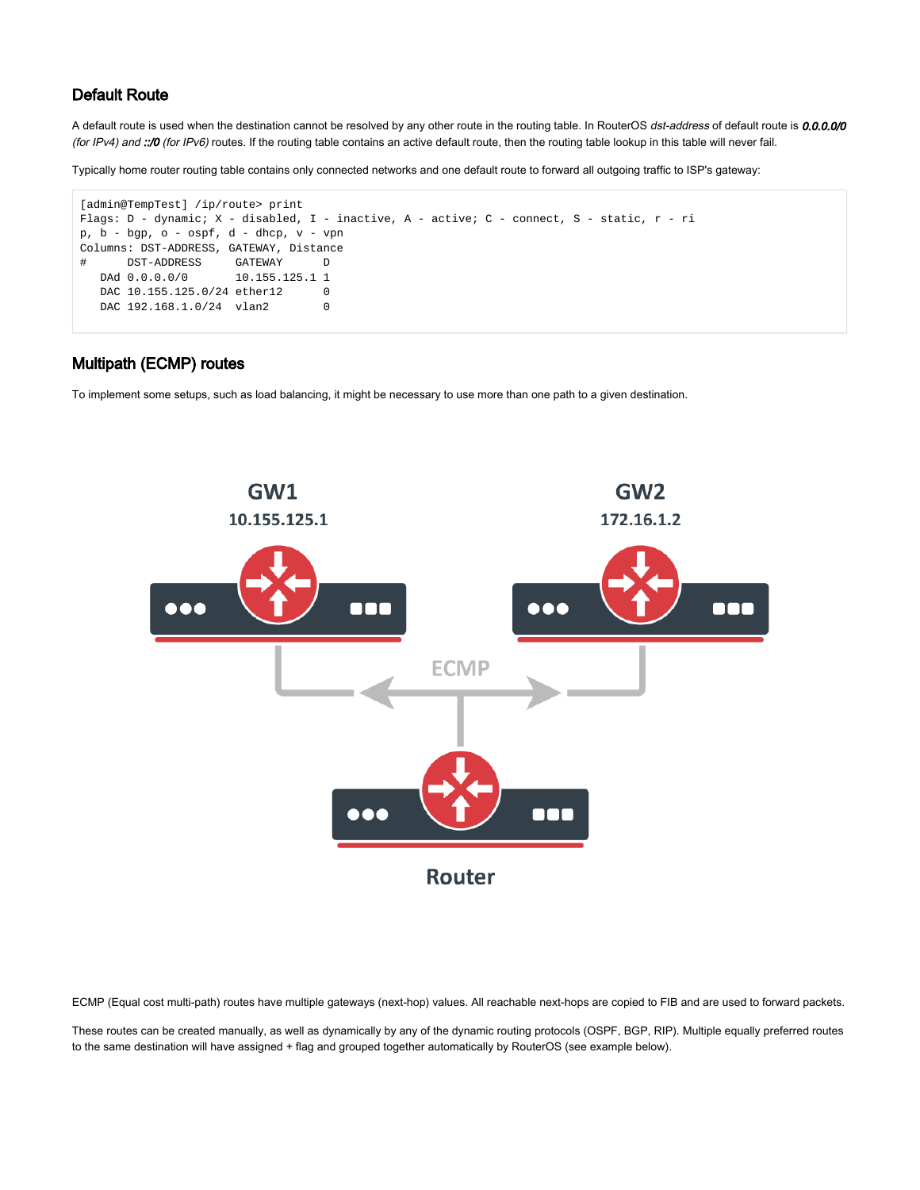## Default Route

A default route is used when the destination cannot be resolved by any other route in the routing table. In RouterOS *dst-address* of default route is ***0.0.0.0/0*** *(for IPv4) and* ***::/0*** *(for IPv6)* routes. If the routing table contains an active default route, then the routing table lookup in this table will never fail.

Typically home router routing table contains only connected networks and one default route to forward all outgoing traffic to ISP's gateway:

```
[admin@TempTest] /ip/route> print
Flags: D - dynamic; X - disabled, I - inactive, A - active; C - connect, S - static, r - ri
p, b - bgp, o - ospf, d - dhcp, v - vpn
Columns: DST-ADDRESS, GATEWAY, Distance
#      DST-ADDRESS     GATEWAY      D
   DAd 0.0.0.0/0       10.155.125.1 1
   DAC 10.155.125.0/24 ether12      0
   DAC 192.168.1.0/24  vlan2        0
```

## Multipath (ECMP) routes

To implement some setups, such as load balancing, it might be necessary to use more than one path to a given destination.

GW1
10.155.125.1

GW2
172.16.1.2

ECMP

Router

ECMP (Equal cost multi-path) routes have multiple gateways (next-hop) values. All reachable next-hops are copied to FIB and are used to forward packets.

These routes can be created manually, as well as dynamically by any of the dynamic routing protocols (OSPF, BGP, RIP). Multiple equally preferred routes to the same destination will have assigned + flag and grouped together automatically by RouterOS (see example below).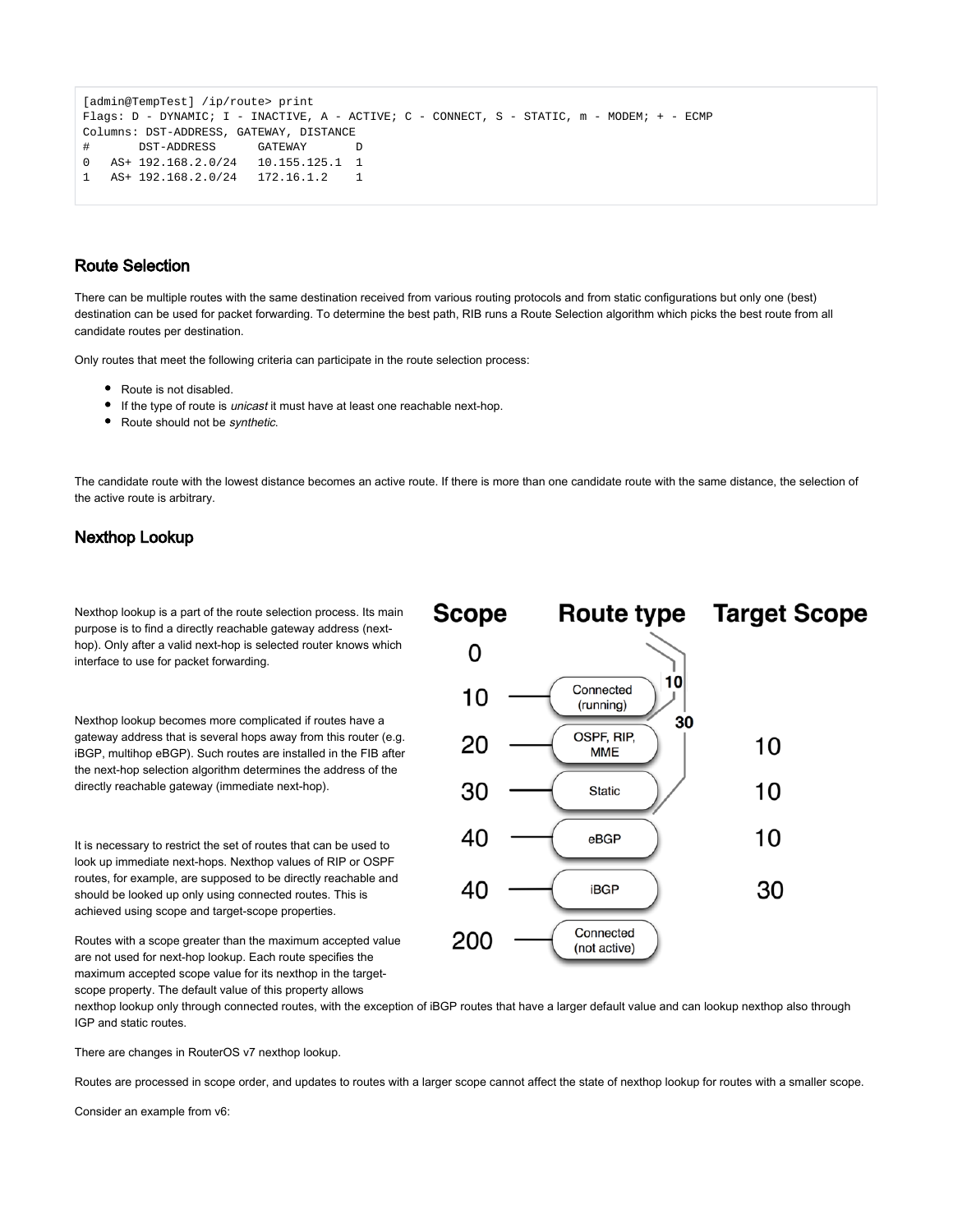```
[admin@TempTest] /ip/route> print
Flags: D - DYNAMIC; I - INACTIVE, A - ACTIVE; C - CONNECT, S - STATIC, m - MODEM; + - ECMP
Columns: DST-ADDRESS, GATEWAY, DISTANCE
#       DST-ADDRESS      GATEWAY       D
0   AS+ 192.168.2.0/24   10.155.125.1  1
1   AS+ 192.168.2.0/24   172.16.1.2    1
```

## Route Selection

There can be multiple routes with the same destination received from various routing protocols and from static configurations but only one (best) destination can be used for packet forwarding. To determine the best path, RIB runs a Route Selection algorithm which picks the best route from all candidate routes per destination.

Only routes that meet the following criteria can participate in the route selection process:

- Route is not disabled.
- If the type of route is *unicast* it must have at least one reachable next-hop.
- Route should not be *synthetic*.

The candidate route with the lowest distance becomes an active route. If there is more than one candidate route with the same distance, the selection of the active route is arbitrary.

## Nexthop Lookup

Nexthop lookup is a part of the route selection process. Its main purpose is to find a directly reachable gateway address (next-hop). Only after a valid next-hop is selected router knows which interface to use for packet forwarding.

Nexthop lookup becomes more complicated if routes have a gateway address that is several hops away from this router (e.g. iBGP, multihop eBGP). Such routes are installed in the FIB after the next-hop selection algorithm determines the address of the directly reachable gateway (immediate next-hop).

It is necessary to restrict the set of routes that can be used to look up immediate next-hops. Nexthop values of RIP or OSPF routes, for example, are supposed to be directly reachable and should be looked up only using connected routes. This is achieved using scope and target-scope properties.

| Scope | Route type | Target Scope |
|---|---|---|
| 0 | | |
| 10 | Connected (running) | |
| 20 | OSPF, RIP, MME | 10 |
| 30 | Static | 10 |
| 40 | eBGP | 10 |
| 40 | iBGP | 30 |
| 200 | Connected (not active) | |

Routes with a scope greater than the maximum accepted value are not used for next-hop lookup. Each route specifies the maximum accepted scope value for its nexthop in the target-scope property. The default value of this property allows nexthop lookup only through connected routes, with the exception of iBGP routes that have a larger default value and can lookup nexthop also through IGP and static routes.

There are changes in RouterOS v7 nexthop lookup.

Routes are processed in scope order, and updates to routes with a larger scope cannot affect the state of nexthop lookup for routes with a smaller scope.

Consider an example from v6: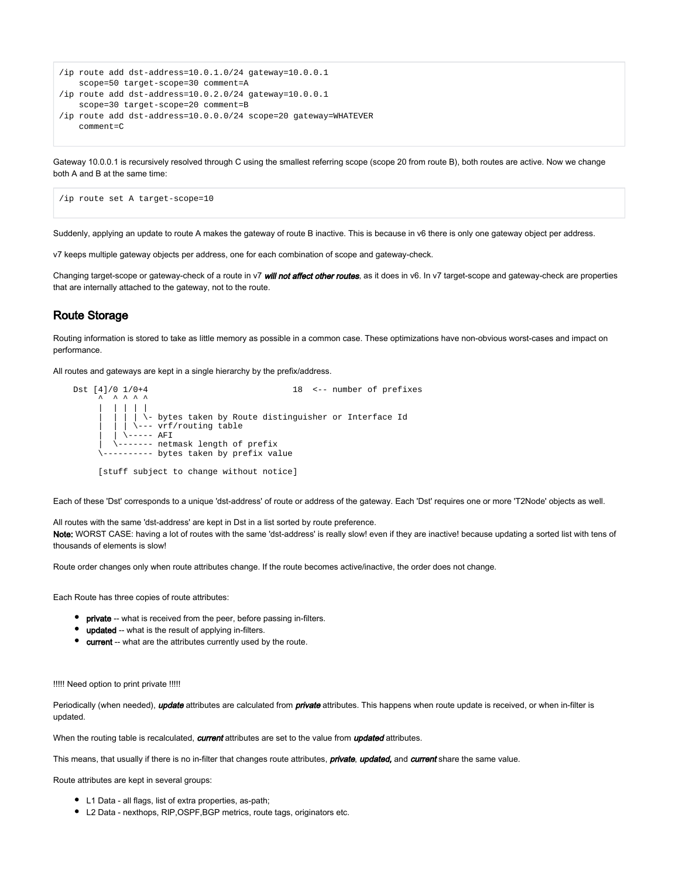```
/ip route add dst-address=10.0.1.0/24 gateway=10.0.0.1
    scope=50 target-scope=30 comment=A
/ip route add dst-address=10.0.2.0/24 gateway=10.0.0.1
    scope=30 target-scope=20 comment=B
/ip route add dst-address=10.0.0.0/24 scope=20 gateway=WHATEVER
    comment=C
```

Gateway 10.0.0.1 is recursively resolved through C using the smallest referring scope (scope 20 from route B), both routes are active. Now we change both A and B at the same time:

```
/ip route set A target-scope=10
```

Suddenly, applying an update to route A makes the gateway of route B inactive. This is because in v6 there is only one gateway object per address.

v7 keeps multiple gateway objects per address, one for each combination of scope and gateway-check.

Changing target-scope or gateway-check of a route in v7 ***will not affect other routes***, as it does in v6. In v7 target-scope and gateway-check are properties that are internally attached to the gateway, not to the route.

## Route Storage

Routing information is stored to take as little memory as possible in a common case. These optimizations have non-obvious worst-cases and impact on performance.

All routes and gateways are kept in a single hierarchy by the prefix/address.

```
    Dst [4]/0 1/0+4                            18  <-- number of prefixes
         ^  ^ ^ ^ ^
         |  | | | |
         |  | | | \- bytes taken by Route distinguisher or Interface Id
         |  | | \--- vrf/routing table
         |  | \----- AFI
         |  \------- netmask length of prefix
         \---------- bytes taken by prefix value

         [stuff subject to change without notice]
```

Each of these 'Dst' corresponds to a unique 'dst-address' of route or address of the gateway. Each 'Dst' requires one or more 'T2Node' objects as well.

All routes with the same 'dst-address' are kept in Dst in a list sorted by route preference.
**Note:** WORST CASE: having a lot of routes with the same 'dst-address' is really slow! even if they are inactive! because updating a sorted list with tens of thousands of elements is slow!

Route order changes only when route attributes change. If the route becomes active/inactive, the order does not change.

Each Route has three copies of route attributes:

- **private** -- what is received from the peer, before passing in-filters.
- **updated** -- what is the result of applying in-filters.
- **current** -- what are the attributes currently used by the route.

!!!!! Need option to print private !!!!!

Periodically (when needed), ***update*** attributes are calculated from ***private*** attributes. This happens when route update is received, or when in-filter is updated.

When the routing table is recalculated, ***current*** attributes are set to the value from ***updated*** attributes.

This means, that usually if there is no in-filter that changes route attributes, ***private***, ***updated,*** and ***current*** share the same value.

Route attributes are kept in several groups:

- L1 Data - all flags, list of extra properties, as-path;
- L2 Data - nexthops, RIP,OSPF,BGP metrics, route tags, originators etc.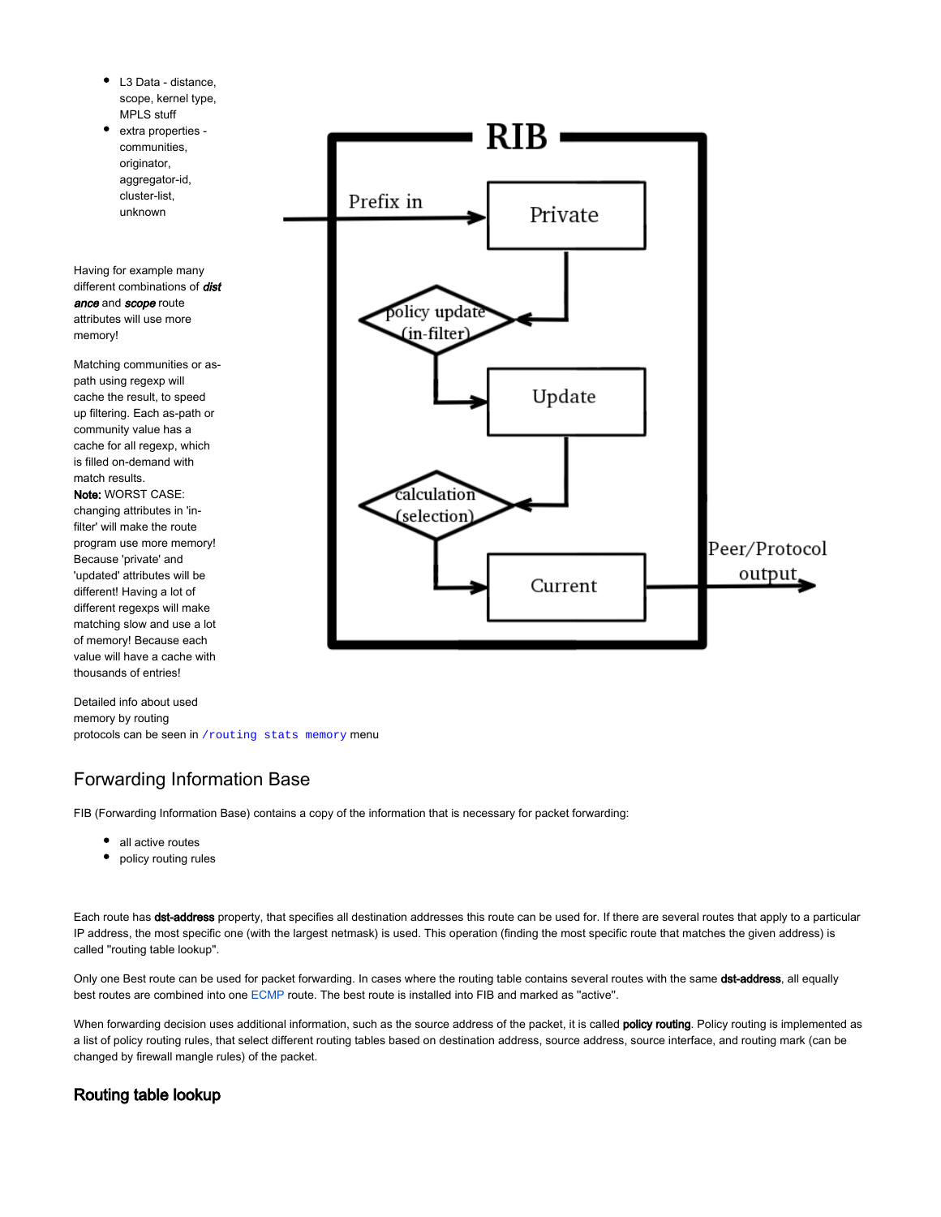- L3 Data - distance, scope, kernel type, MPLS stuff
- extra properties - communities, originator, aggregator-id, cluster-list, unknown

Having for example many different combinations of ***distance*** and ***scope*** route attributes will use more memory!

Matching communities or as-path using regexp will cache the result, to speed up filtering. Each as-path or community value has a cache for all regexp, which is filled on-demand with match results.
**Note:** WORST CASE: changing attributes in 'in-filter' will make the route program use more memory! Because 'private' and 'updated' attributes will be different! Having a lot of different regexps will make matching slow and use a lot of memory! Because each value will have a cache with thousands of entries!

Detailed info about used memory by routing protocols can be seen in `/routing stats memory` menu

## Forwarding Information Base

FIB (Forwarding Information Base) contains a copy of the information that is necessary for packet forwarding:

- all active routes
- policy routing rules

Each route has **dst-address** property, that specifies all destination addresses this route can be used for. If there are several routes that apply to a particular IP address, the most specific one (with the largest netmask) is used. This operation (finding the most specific route that matches the given address) is called "routing table lookup".

Only one Best route can be used for packet forwarding. In cases where the routing table contains several routes with the same **dst-address**, all equally best routes are combined into one ECMP route. The best route is installed into FIB and marked as "active".

When forwarding decision uses additional information, such as the source address of the packet, it is called **policy routing**. Policy routing is implemented as a list of policy routing rules, that select different routing tables based on destination address, source address, source interface, and routing mark (can be changed by firewall mangle rules) of the packet.

### Routing table lookup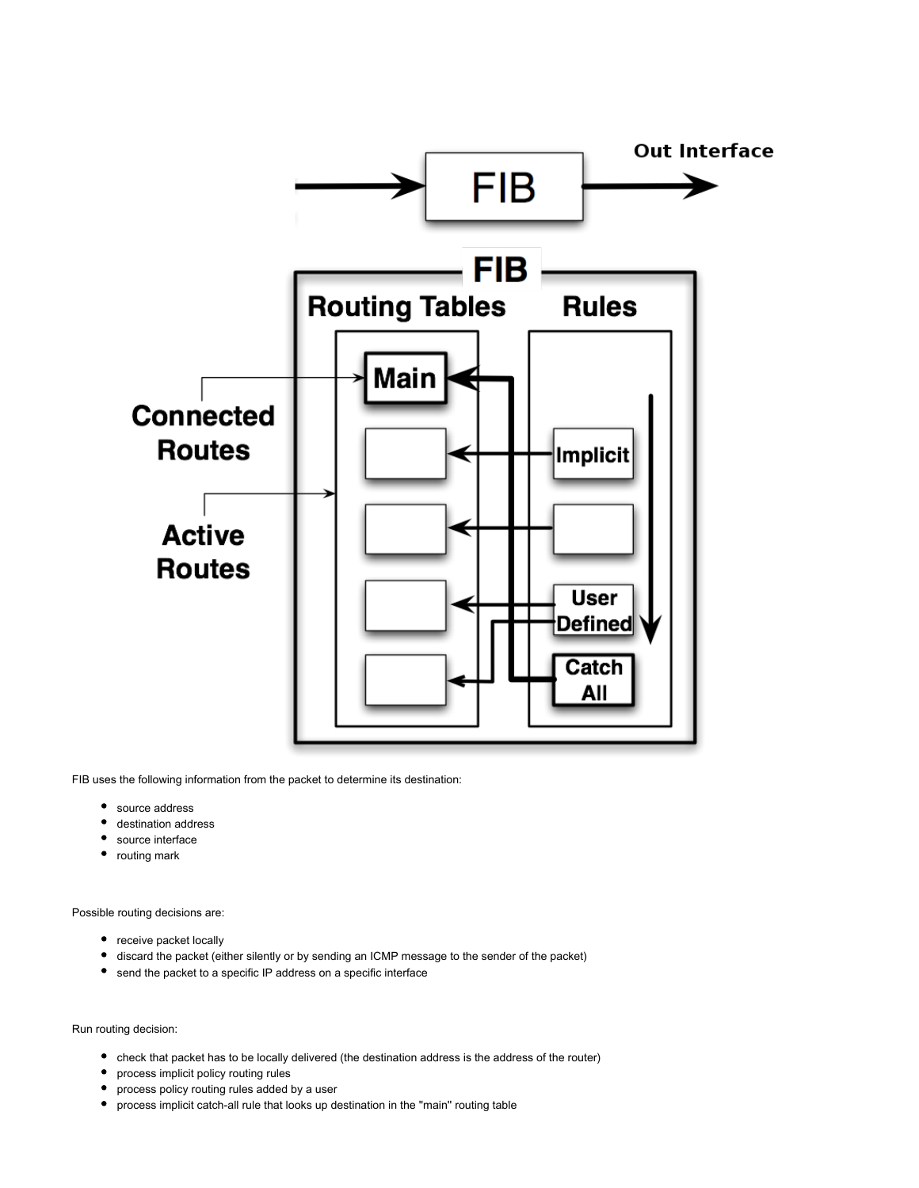FIB uses the following information from the packet to determine its destination:

- source address
- destination address
- source interface
- routing mark

Possible routing decisions are:

- receive packet locally
- discard the packet (either silently or by sending an ICMP message to the sender of the packet)
- send the packet to a specific IP address on a specific interface

Run routing decision:

- check that packet has to be locally delivered (the destination address is the address of the router)
- process implicit policy routing rules
- process policy routing rules added by a user
- process implicit catch-all rule that looks up destination in the "main" routing table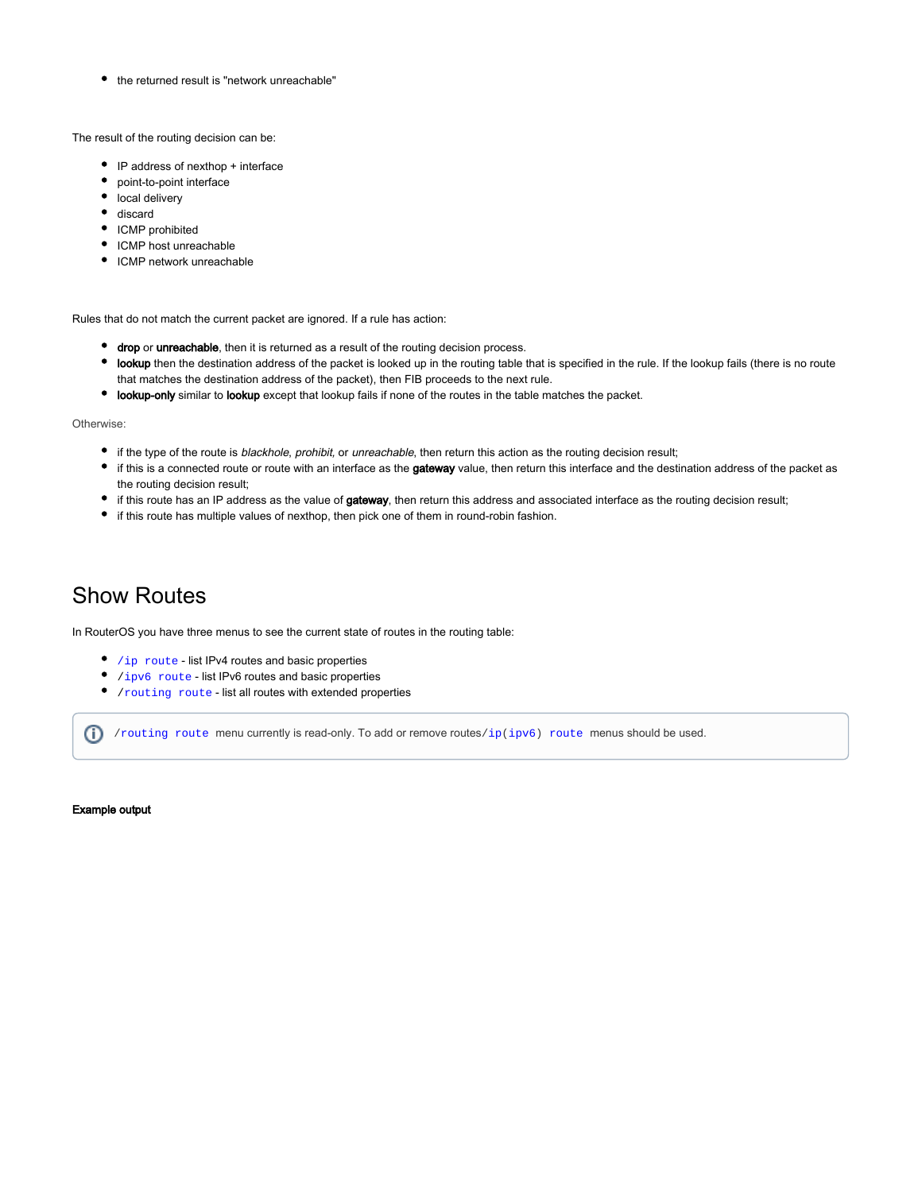- the returned result is "network unreachable"

The result of the routing decision can be:

- IP address of nexthop + interface
- point-to-point interface
- local delivery
- discard
- ICMP prohibited
- ICMP host unreachable
- ICMP network unreachable

Rules that do not match the current packet are ignored. If a rule has action:

- **drop** or **unreachable**, then it is returned as a result of the routing decision process.
- **lookup** then the destination address of the packet is looked up in the routing table that is specified in the rule. If the lookup fails (there is no route that matches the destination address of the packet), then FIB proceeds to the next rule.
- **lookup-only** similar to **lookup** except that lookup fails if none of the routes in the table matches the packet.

Otherwise:

- if the type of the route is *blackhole*, *prohibit,* or *unreachable*, then return this action as the routing decision result;
- if this is a connected route or route with an interface as the **gateway** value, then return this interface and the destination address of the packet as the routing decision result;
- if this route has an IP address as the value of **gateway**, then return this address and associated interface as the routing decision result;
- if this route has multiple values of nexthop, then pick one of them in round-robin fashion.

# Show Routes

In RouterOS you have three menus to see the current state of routes in the routing table:

- `/ip route` - list IPv4 routes and basic properties
- `/ipv6 route` - list IPv6 routes and basic properties
- `/routing route` - list all routes with extended properties

> `/routing route` menu currently is read-only. To add or remove routes `/ip(ipv6) route` menus should be used.

**Example output**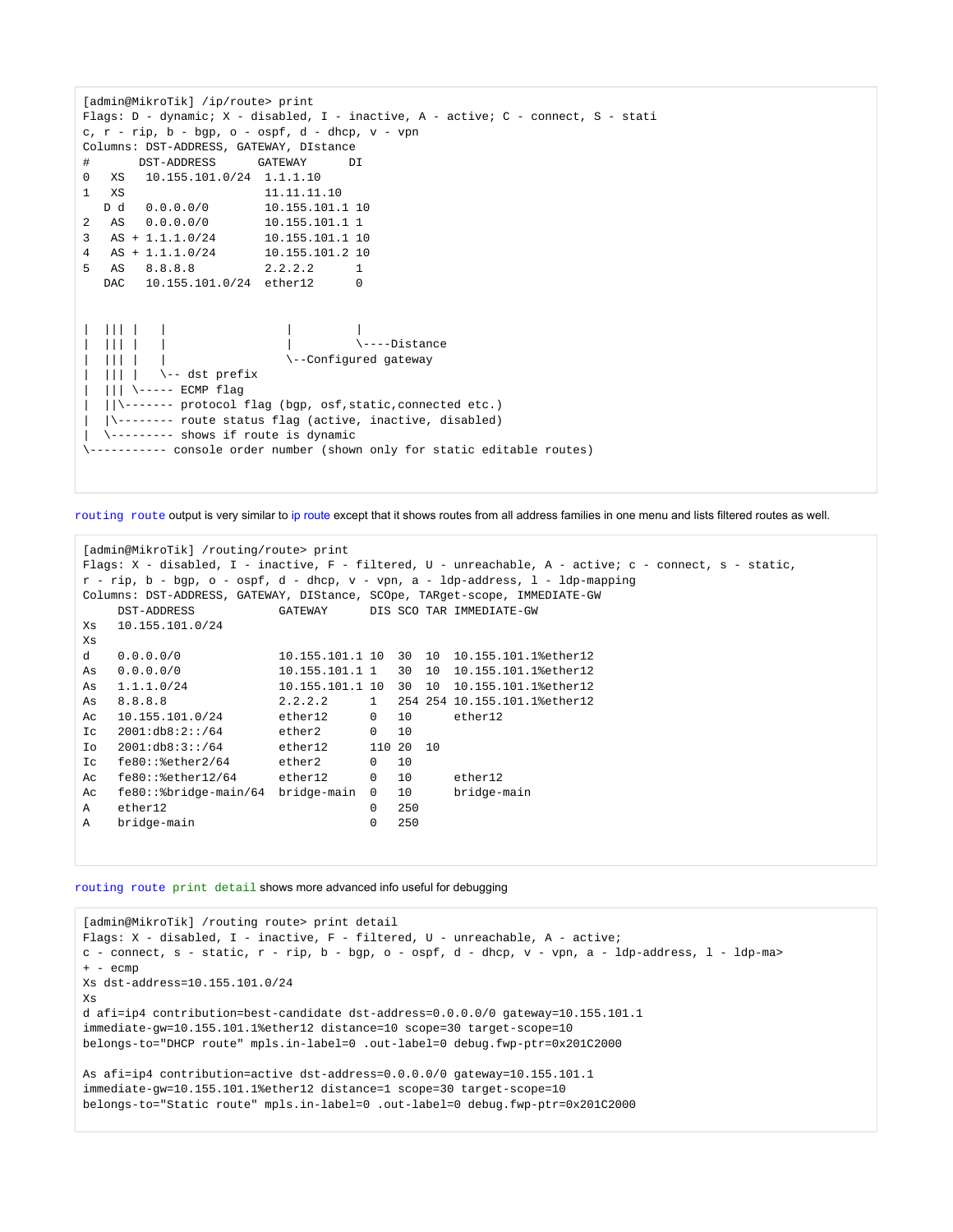```
[admin@MikroTik] /ip/route> print
Flags: D - dynamic; X - disabled, I - inactive, A - active; C - connect, S - stati
c, r - rip, b - bgp, o - ospf, d - dhcp, v - vpn
Columns: DST-ADDRESS, GATEWAY, DIstance
#       DST-ADDRESS      GATEWAY      DI
0   XS   10.155.101.0/24  1.1.1.10
1   XS                    11.11.11.10
   D d   0.0.0.0/0        10.155.101.1 10
2   AS   0.0.0.0/0        10.155.101.1 1
3   AS + 1.1.1.0/24       10.155.101.1 10
4   AS + 1.1.1.0/24       10.155.101.2 10
5   AS   8.8.8.8          2.2.2.2      1
   DAC   10.155.101.0/24  ether12      0


|  ||| |   |                 |         |
|  ||| |   |                 |         \----Distance
|  ||| |   |                 \--Configured gateway
|  ||| |   \-- dst prefix
|  ||| \----- ECMP flag
|  ||\------- protocol flag (bgp, osf,static,connected etc.)
|  |\-------- route status flag (active, inactive, disabled)
|  \--------- shows if route is dynamic
\----------- console order number (shown only for static editable routes)
```

routing route output is very similar to ip route except that it shows routes from all address families in one menu and lists filtered routes as well.

```
[admin@MikroTik] /routing/route> print
Flags: X - disabled, I - inactive, F - filtered, U - unreachable, A - active; c - connect, s - static,
r - rip, b - bgp, o - ospf, d - dhcp, v - vpn, a - ldp-address, l - ldp-mapping
Columns: DST-ADDRESS, GATEWAY, DIStance, SCOpe, TARget-scope, IMMEDIATE-GW
     DST-ADDRESS            GATEWAY      DIS SCO TAR IMMEDIATE-GW
Xs   10.155.101.0/24
Xs
d    0.0.0.0/0              10.155.101.1 10   30  10  10.155.101.1%ether12
As   0.0.0.0/0              10.155.101.1 1    30  10  10.155.101.1%ether12
As   1.1.1.0/24             10.155.101.1 10   30  10  10.155.101.1%ether12
As   8.8.8.8                2.2.2.2      1    254 254 10.155.101.1%ether12
Ac   10.155.101.0/24        ether12      0    10      ether12
Ic   2001:db8:2::/64        ether2       0    10
Io   2001:db8:3::/64        ether12      110 20  10
Ic   fe80::%ether2/64       ether2       0    10
Ac   fe80::%ether12/64      ether12      0    10      ether12
Ac   fe80::%bridge-main/64  bridge-main  0    10      bridge-main
A    ether12                             0    250
A    bridge-main                         0    250
```

routing route print detail shows more advanced info useful for debugging

```
[admin@MikroTik] /routing route> print detail
Flags: X - disabled, I - inactive, F - filtered, U - unreachable, A - active;
c - connect, s - static, r - rip, b - bgp, o - ospf, d - dhcp, v - vpn, a - ldp-address, l - ldp-ma>
+ - ecmp
Xs dst-address=10.155.101.0/24
Xs
d afi=ip4 contribution=best-candidate dst-address=0.0.0.0/0 gateway=10.155.101.1
immediate-gw=10.155.101.1%ether12 distance=10 scope=30 target-scope=10
belongs-to="DHCP route" mpls.in-label=0 .out-label=0 debug.fwp-ptr=0x201C2000

As afi=ip4 contribution=active dst-address=0.0.0.0/0 gateway=10.155.101.1
immediate-gw=10.155.101.1%ether12 distance=1 scope=30 target-scope=10
belongs-to="Static route" mpls.in-label=0 .out-label=0 debug.fwp-ptr=0x201C2000
```